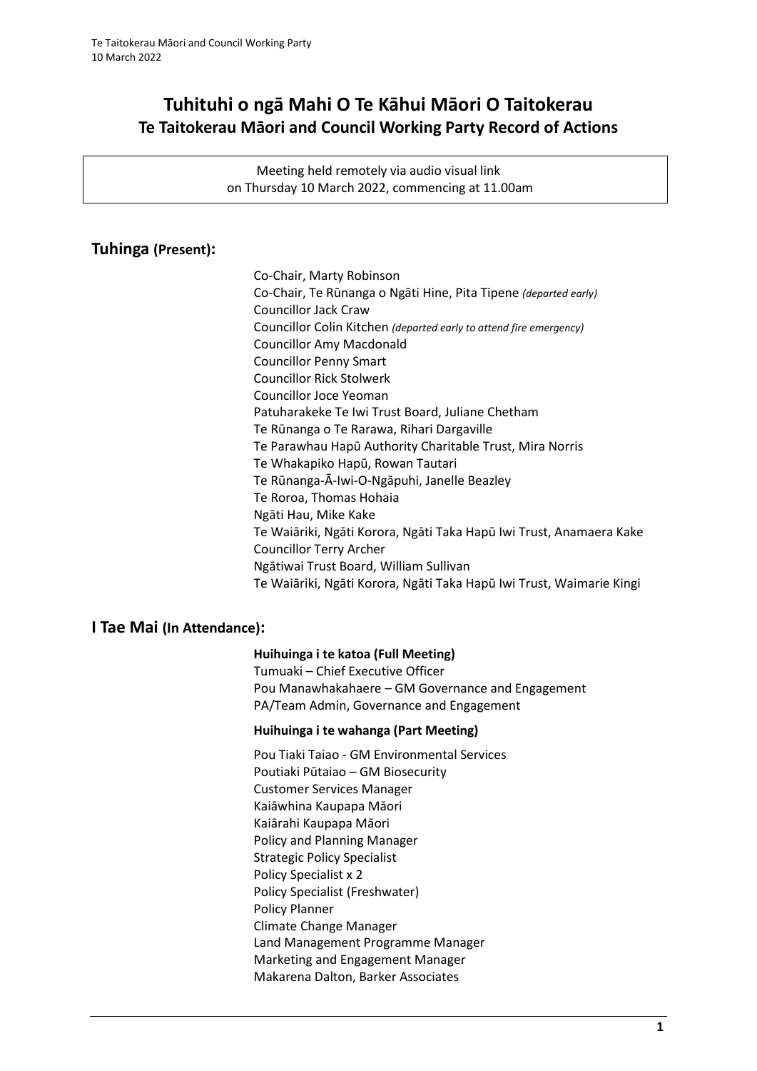# Tuhituhi o ngā Mahi O Te Kāhui Māori O Taitokerau
## Te Taitokerau Māori and Council Working Party Record of Actions

Meeting held remotely via audio visual link
on Thursday 10 March 2022, commencing at 11.00am

## Tuhinga (Present):

Co-Chair, Marty Robinson
Co-Chair, Te Rūnanga o Ngāti Hine, Pita Tipene *(departed early)*
Councillor Jack Craw
Councillor Colin Kitchen *(departed early to attend fire emergency)*
Councillor Amy Macdonald
Councillor Penny Smart
Councillor Rick Stolwerk
Councillor Joce Yeoman
Patuharakeke Te Iwi Trust Board, Juliane Chetham
Te Rūnanga o Te Rarawa, Rihari Dargaville
Te Parawhau Hapū Authority Charitable Trust, Mira Norris
Te Whakapiko Hapū, Rowan Tautari
Te Rūnanga-Ā-Iwi-O-Ngāpuhi, Janelle Beazley
Te Roroa, Thomas Hohaia
Ngāti Hau, Mike Kake
Te Waiāriki, Ngāti Korora, Ngāti Taka Hapū Iwi Trust, Anamaera Kake
Councillor Terry Archer
Ngātiwai Trust Board, William Sullivan
Te Waiāriki, Ngāti Korora, Ngāti Taka Hapū Iwi Trust, Waimarie Kingi

## I Tae Mai (In Attendance):

**Huihuinga i te katoa (Full Meeting)**

Tumuaki – Chief Executive Officer
Pou Manawhakahaere – GM Governance and Engagement
PA/Team Admin, Governance and Engagement

**Huihuinga i te wahanga (Part Meeting)**

Pou Tiaki Taiao - GM Environmental Services
Poutiaki Pūtaiao – GM Biosecurity
Customer Services Manager
Kaiāwhina Kaupapa Māori
Kaiārahi Kaupapa Māori
Policy and Planning Manager
Strategic Policy Specialist
Policy Specialist x 2
Policy Specialist (Freshwater)
Policy Planner
Climate Change Manager
Land Management Programme Manager
Marketing and Engagement Manager
Makarena Dalton, Barker Associates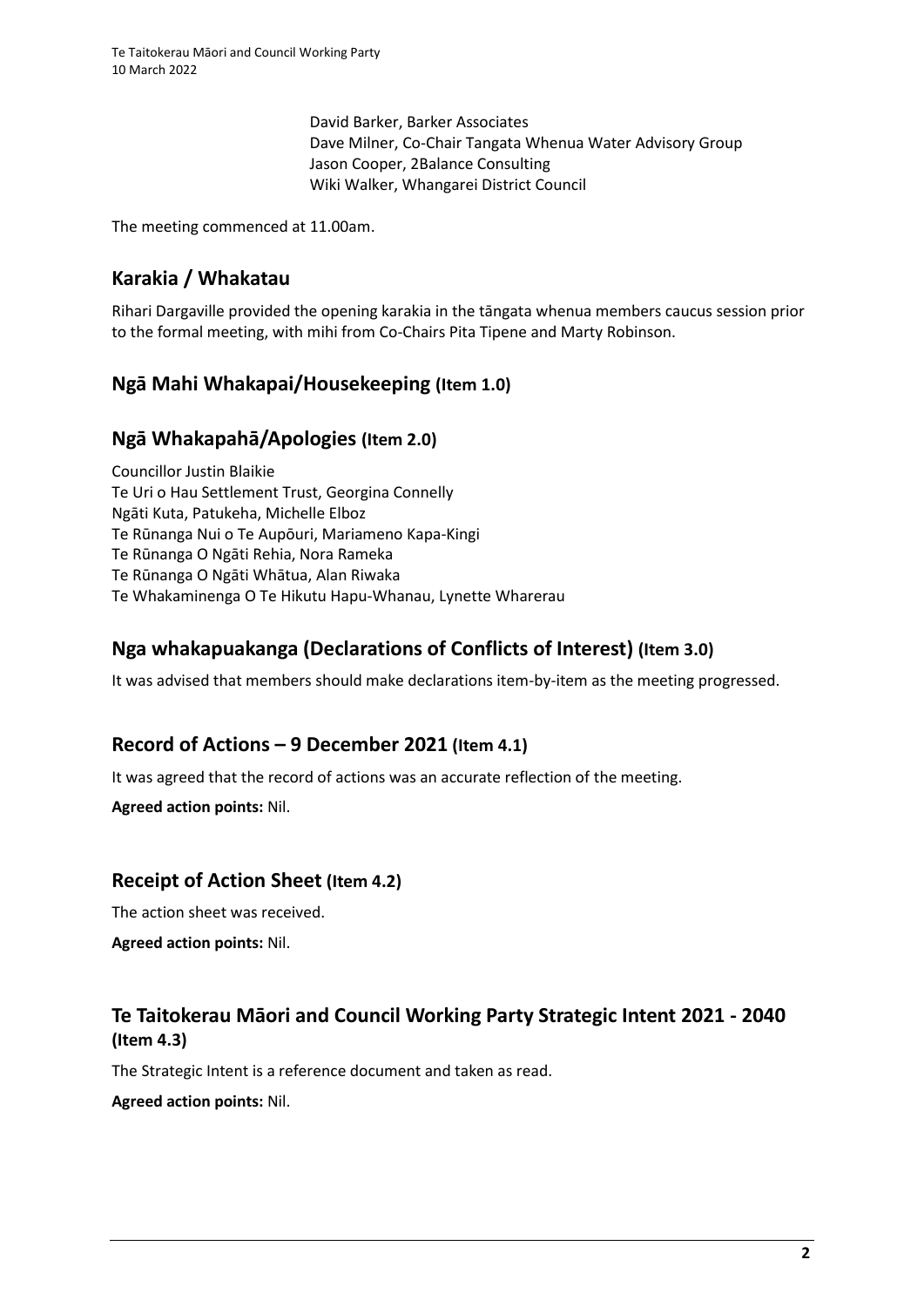David Barker, Barker Associates
Dave Milner, Co-Chair Tangata Whenua Water Advisory Group
Jason Cooper, 2Balance Consulting
Wiki Walker, Whangarei District Council

The meeting commenced at 11.00am.

## Karakia / Whakatau

Rihari Dargaville provided the opening karakia in the tāngata whenua members caucus session prior to the formal meeting, with mihi from Co-Chairs Pita Tipene and Marty Robinson.

## Ngā Mahi Whakapai/Housekeeping (Item 1.0)

## Ngā Whakapahā/Apologies (Item 2.0)

Councillor Justin Blaikie
Te Uri o Hau Settlement Trust, Georgina Connelly
Ngāti Kuta, Patukeha, Michelle Elboz
Te Rūnanga Nui o Te Aupōuri, Mariameno Kapa-Kingi
Te Rūnanga O Ngāti Rehia, Nora Rameka
Te Rūnanga O Ngāti Whātua, Alan Riwaka
Te Whakaminenga O Te Hikutu Hapu-Whanau, Lynette Wharerau

## Nga whakapuakanga (Declarations of Conflicts of Interest) (Item 3.0)

It was advised that members should make declarations item-by-item as the meeting progressed.

## Record of Actions – 9 December 2021 (Item 4.1)

It was agreed that the record of actions was an accurate reflection of the meeting.

**Agreed action points:** Nil.

## Receipt of Action Sheet (Item 4.2)

The action sheet was received.

**Agreed action points:** Nil.

## Te Taitokerau Māori and Council Working Party Strategic Intent 2021 - 2040 (Item 4.3)

The Strategic Intent is a reference document and taken as read.

**Agreed action points:** Nil.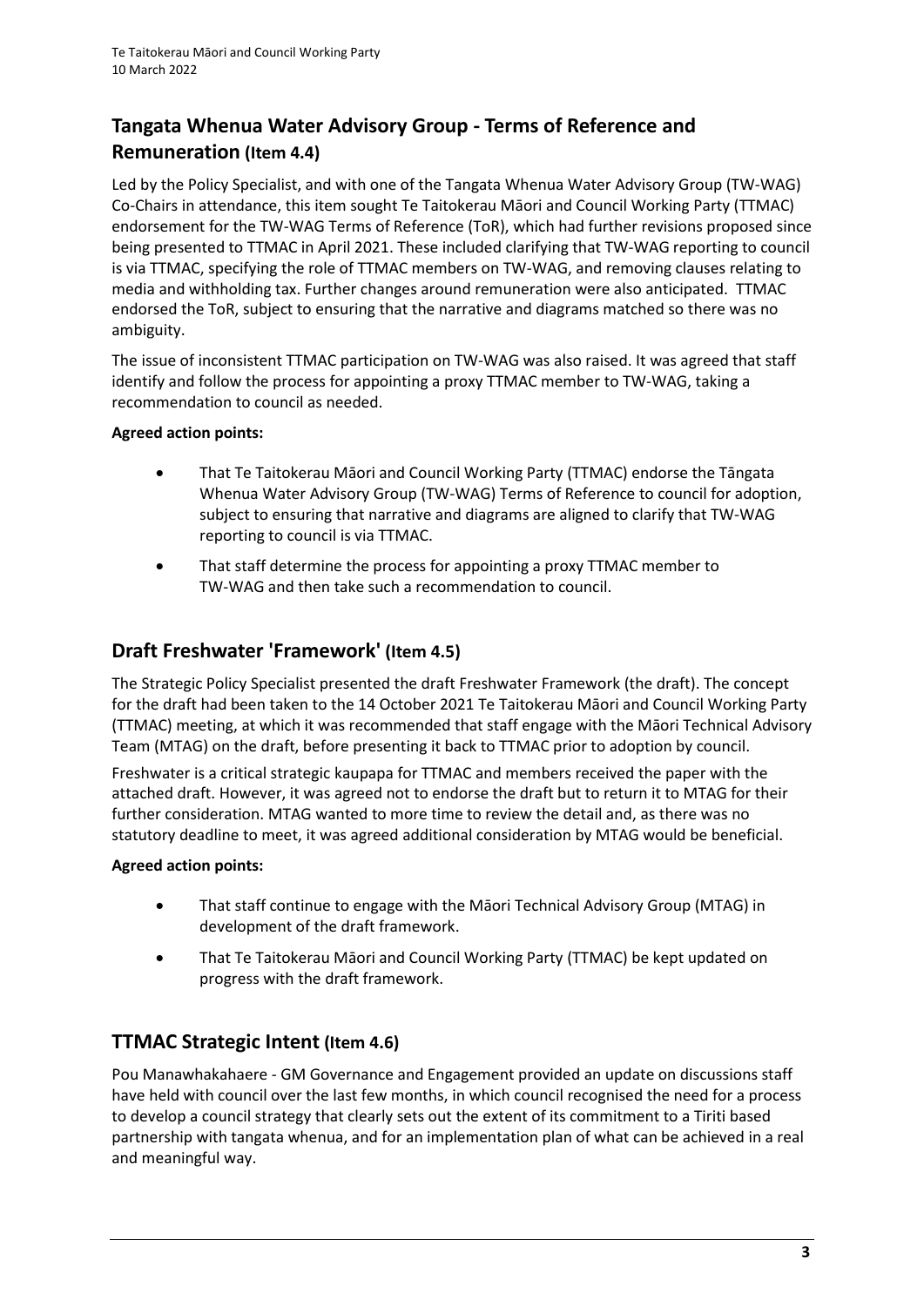## Tangata Whenua Water Advisory Group - Terms of Reference and Remuneration (Item 4.4)

Led by the Policy Specialist, and with one of the Tangata Whenua Water Advisory Group (TW-WAG) Co-Chairs in attendance, this item sought Te Taitokerau Māori and Council Working Party (TTMAC) endorsement for the TW-WAG Terms of Reference (ToR), which had further revisions proposed since being presented to TTMAC in April 2021. These included clarifying that TW-WAG reporting to council is via TTMAC, specifying the role of TTMAC members on TW-WAG, and removing clauses relating to media and withholding tax. Further changes around remuneration were also anticipated. TTMAC endorsed the ToR, subject to ensuring that the narrative and diagrams matched so there was no ambiguity.

The issue of inconsistent TTMAC participation on TW-WAG was also raised. It was agreed that staff identify and follow the process for appointing a proxy TTMAC member to TW-WAG, taking a recommendation to council as needed.

**Agreed action points:**

- That Te Taitokerau Māori and Council Working Party (TTMAC) endorse the Tāngata Whenua Water Advisory Group (TW-WAG) Terms of Reference to council for adoption, subject to ensuring that narrative and diagrams are aligned to clarify that TW-WAG reporting to council is via TTMAC.
- That staff determine the process for appointing a proxy TTMAC member to TW-WAG and then take such a recommendation to council.

## Draft Freshwater 'Framework' (Item 4.5)

The Strategic Policy Specialist presented the draft Freshwater Framework (the draft). The concept for the draft had been taken to the 14 October 2021 Te Taitokerau Māori and Council Working Party (TTMAC) meeting, at which it was recommended that staff engage with the Māori Technical Advisory Team (MTAG) on the draft, before presenting it back to TTMAC prior to adoption by council.

Freshwater is a critical strategic kaupapa for TTMAC and members received the paper with the attached draft. However, it was agreed not to endorse the draft but to return it to MTAG for their further consideration. MTAG wanted to more time to review the detail and, as there was no statutory deadline to meet, it was agreed additional consideration by MTAG would be beneficial.

**Agreed action points:**

- That staff continue to engage with the Māori Technical Advisory Group (MTAG) in development of the draft framework.
- That Te Taitokerau Māori and Council Working Party (TTMAC) be kept updated on progress with the draft framework.

## TTMAC Strategic Intent (Item 4.6)

Pou Manawhakahaere - GM Governance and Engagement provided an update on discussions staff have held with council over the last few months, in which council recognised the need for a process to develop a council strategy that clearly sets out the extent of its commitment to a Tiriti based partnership with tangata whenua, and for an implementation plan of what can be achieved in a real and meaningful way.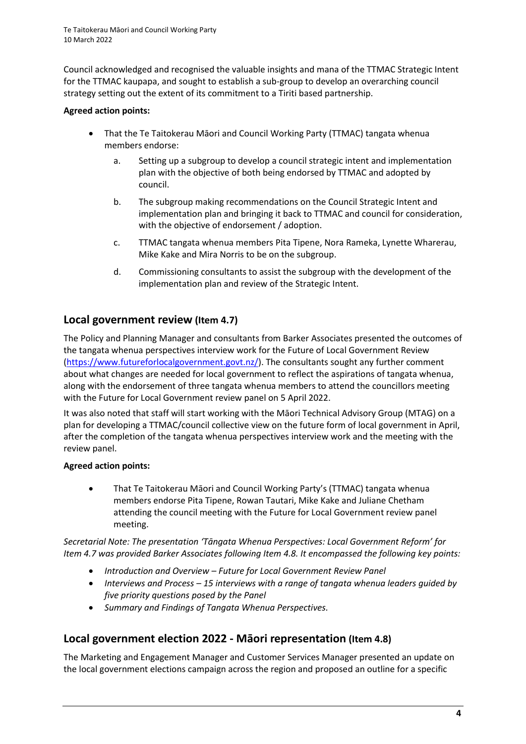Council acknowledged and recognised the valuable insights and mana of the TTMAC Strategic Intent for the TTMAC kaupapa, and sought to establish a sub-group to develop an overarching council strategy setting out the extent of its commitment to a Tiriti based partnership.

**Agreed action points:**

- That the Te Taitokerau Māori and Council Working Party (TTMAC) tangata whenua members endorse:
  a. Setting up a subgroup to develop a council strategic intent and implementation plan with the objective of both being endorsed by TTMAC and adopted by council.
  b. The subgroup making recommendations on the Council Strategic Intent and implementation plan and bringing it back to TTMAC and council for consideration, with the objective of endorsement / adoption.
  c. TTMAC tangata whenua members Pita Tipene, Nora Rameka, Lynette Wharerau, Mike Kake and Mira Norris to be on the subgroup.
  d. Commissioning consultants to assist the subgroup with the development of the implementation plan and review of the Strategic Intent.

## Local government review (Item 4.7)

The Policy and Planning Manager and consultants from Barker Associates presented the outcomes of the tangata whenua perspectives interview work for the Future of Local Government Review (https://www.futureforlocalgovernment.govt.nz/). The consultants sought any further comment about what changes are needed for local government to reflect the aspirations of tangata whenua, along with the endorsement of three tangata whenua members to attend the councillors meeting with the Future for Local Government review panel on 5 April 2022.

It was also noted that staff will start working with the Māori Technical Advisory Group (MTAG) on a plan for developing a TTMAC/council collective view on the future form of local government in April, after the completion of the tangata whenua perspectives interview work and the meeting with the review panel.

**Agreed action points:**

- That Te Taitokerau Māori and Council Working Party's (TTMAC) tangata whenua members endorse Pita Tipene, Rowan Tautari, Mike Kake and Juliane Chetham attending the council meeting with the Future for Local Government review panel meeting.

*Secretarial Note: The presentation 'Tāngata Whenua Perspectives: Local Government Reform' for Item 4.7 was provided Barker Associates following Item 4.8. It encompassed the following key points:*

- *Introduction and Overview – Future for Local Government Review Panel*
- *Interviews and Process – 15 interviews with a range of tangata whenua leaders guided by five priority questions posed by the Panel*
- *Summary and Findings of Tangata Whenua Perspectives.*

## Local government election 2022 - Māori representation (Item 4.8)

The Marketing and Engagement Manager and Customer Services Manager presented an update on the local government elections campaign across the region and proposed an outline for a specific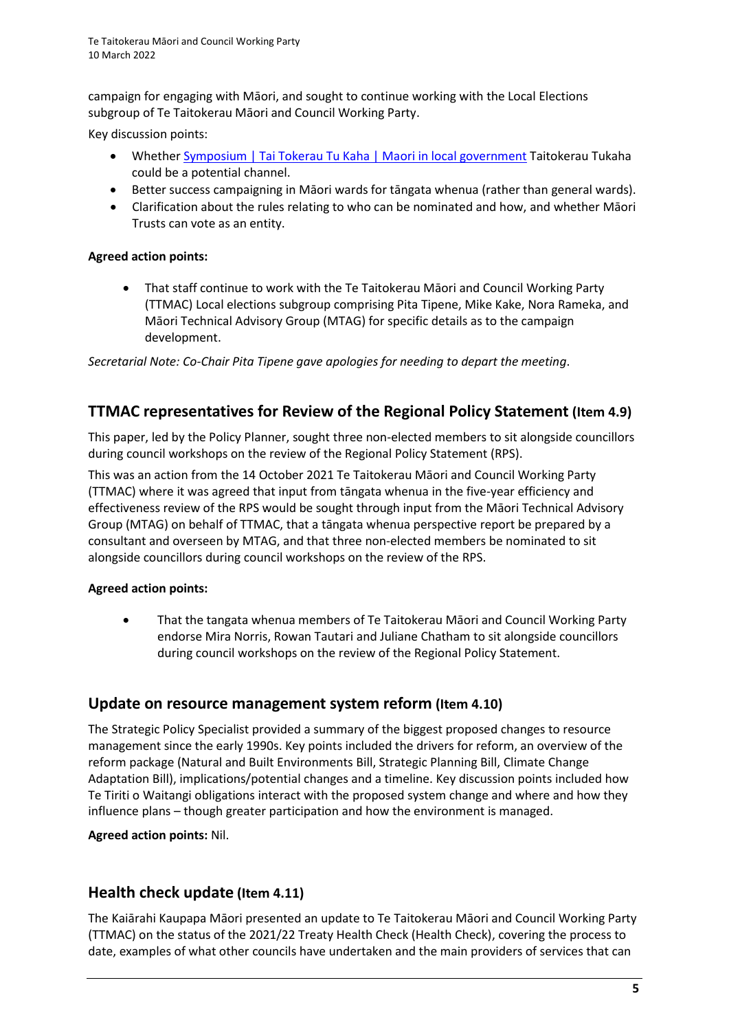campaign for engaging with Māori, and sought to continue working with the Local Elections subgroup of Te Taitokerau Māori and Council Working Party.

Key discussion points:

- Whether [Symposium | Tai Tokerau Tu Kaha | Maori in local government] Taitokerau Tukaha could be a potential channel.
- Better success campaigning in Māori wards for tāngata whenua (rather than general wards).
- Clarification about the rules relating to who can be nominated and how, and whether Māori Trusts can vote as an entity.

**Agreed action points:**

- That staff continue to work with the Te Taitokerau Māori and Council Working Party (TTMAC) Local elections subgroup comprising Pita Tipene, Mike Kake, Nora Rameka, and Māori Technical Advisory Group (MTAG) for specific details as to the campaign development.

*Secretarial Note: Co-Chair Pita Tipene gave apologies for needing to depart the meeting.*

## TTMAC representatives for Review of the Regional Policy Statement (Item 4.9)

This paper, led by the Policy Planner, sought three non-elected members to sit alongside councillors during council workshops on the review of the Regional Policy Statement (RPS).

This was an action from the 14 October 2021 Te Taitokerau Māori and Council Working Party (TTMAC) where it was agreed that input from tāngata whenua in the five-year efficiency and effectiveness review of the RPS would be sought through input from the Māori Technical Advisory Group (MTAG) on behalf of TTMAC, that a tāngata whenua perspective report be prepared by a consultant and overseen by MTAG, and that three non-elected members be nominated to sit alongside councillors during council workshops on the review of the RPS.

**Agreed action points:**

- That the tangata whenua members of Te Taitokerau Māori and Council Working Party endorse Mira Norris, Rowan Tautari and Juliane Chatham to sit alongside councillors during council workshops on the review of the Regional Policy Statement.

## Update on resource management system reform (Item 4.10)

The Strategic Policy Specialist provided a summary of the biggest proposed changes to resource management since the early 1990s. Key points included the drivers for reform, an overview of the reform package (Natural and Built Environments Bill, Strategic Planning Bill, Climate Change Adaptation Bill), implications/potential changes and a timeline. Key discussion points included how Te Tiriti o Waitangi obligations interact with the proposed system change and where and how they influence plans – though greater participation and how the environment is managed.

**Agreed action points:** Nil.

## Health check update (Item 4.11)

The Kaiārahi Kaupapa Māori presented an update to Te Taitokerau Māori and Council Working Party (TTMAC) on the status of the 2021/22 Treaty Health Check (Health Check), covering the process to date, examples of what other councils have undertaken and the main providers of services that can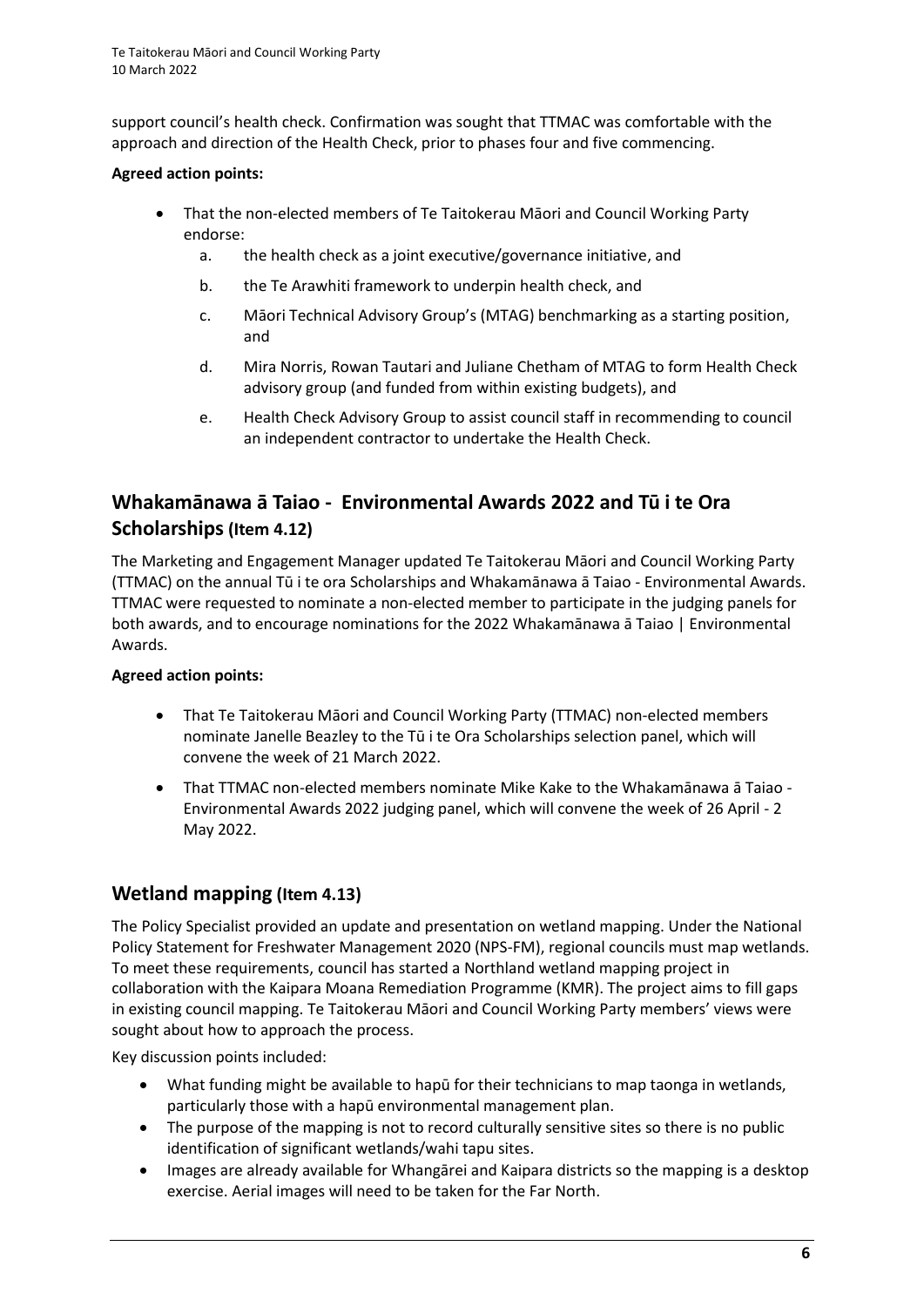support council's health check. Confirmation was sought that TTMAC was comfortable with the approach and direction of the Health Check, prior to phases four and five commencing.

**Agreed action points:**

- That the non-elected members of Te Taitokerau Māori and Council Working Party endorse:
    a. the health check as a joint executive/governance initiative, and
    b. the Te Arawhiti framework to underpin health check, and
    c. Māori Technical Advisory Group's (MTAG) benchmarking as a starting position, and
    d. Mira Norris, Rowan Tautari and Juliane Chetham of MTAG to form Health Check advisory group (and funded from within existing budgets), and
    e. Health Check Advisory Group to assist council staff in recommending to council an independent contractor to undertake the Health Check.

## Whakamānawa ā Taiao - Environmental Awards 2022 and Tū i te Ora Scholarships (Item 4.12)

The Marketing and Engagement Manager updated Te Taitokerau Māori and Council Working Party (TTMAC) on the annual Tū i te ora Scholarships and Whakamānawa ā Taiao - Environmental Awards. TTMAC were requested to nominate a non-elected member to participate in the judging panels for both awards, and to encourage nominations for the 2022 Whakamānawa ā Taiao | Environmental Awards.

**Agreed action points:**

- That Te Taitokerau Māori and Council Working Party (TTMAC) non-elected members nominate Janelle Beazley to the Tū i te Ora Scholarships selection panel, which will convene the week of 21 March 2022.
- That TTMAC non-elected members nominate Mike Kake to the Whakamānawa ā Taiao - Environmental Awards 2022 judging panel, which will convene the week of 26 April - 2 May 2022.

## Wetland mapping (Item 4.13)

The Policy Specialist provided an update and presentation on wetland mapping. Under the National Policy Statement for Freshwater Management 2020 (NPS-FM), regional councils must map wetlands. To meet these requirements, council has started a Northland wetland mapping project in collaboration with the Kaipara Moana Remediation Programme (KMR). The project aims to fill gaps in existing council mapping. Te Taitokerau Māori and Council Working Party members' views were sought about how to approach the process.

Key discussion points included:

- What funding might be available to hapū for their technicians to map taonga in wetlands, particularly those with a hapū environmental management plan.
- The purpose of the mapping is not to record culturally sensitive sites so there is no public identification of significant wetlands/wahi tapu sites.
- Images are already available for Whangārei and Kaipara districts so the mapping is a desktop exercise. Aerial images will need to be taken for the Far North.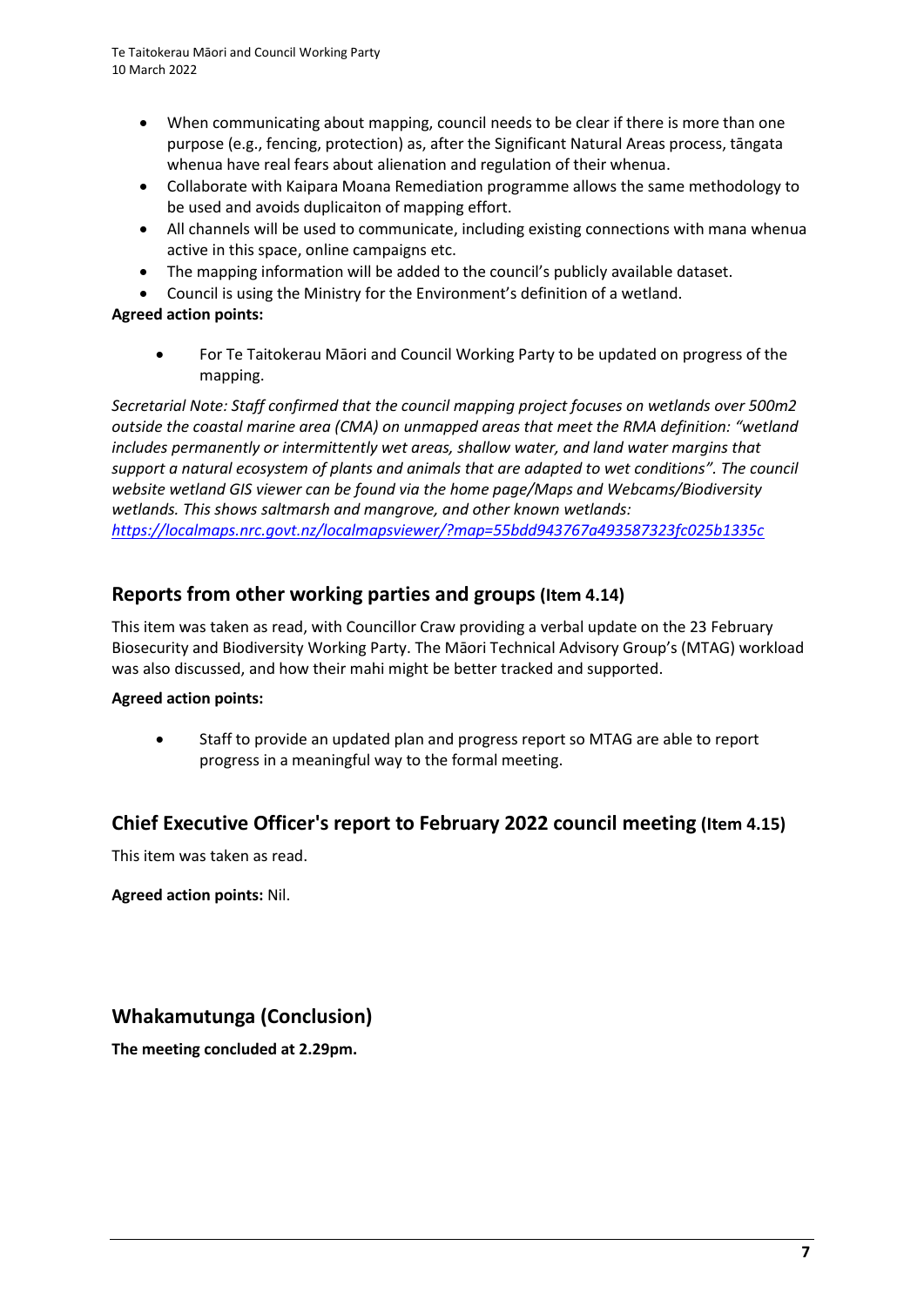- When communicating about mapping, council needs to be clear if there is more than one purpose (e.g., fencing, protection) as, after the Significant Natural Areas process, tāngata whenua have real fears about alienation and regulation of their whenua.
- Collaborate with Kaipara Moana Remediation programme allows the same methodology to be used and avoids duplicaiton of mapping effort.
- All channels will be used to communicate, including existing connections with mana whenua active in this space, online campaigns etc.
- The mapping information will be added to the council's publicly available dataset.
- Council is using the Ministry for the Environment's definition of a wetland.

**Agreed action points:**

- For Te Taitokerau Māori and Council Working Party to be updated on progress of the mapping.

*Secretarial Note: Staff confirmed that the council mapping project focuses on wetlands over 500m2 outside the coastal marine area (CMA) on unmapped areas that meet the RMA definition: "wetland includes permanently or intermittently wet areas, shallow water, and land water margins that support a natural ecosystem of plants and animals that are adapted to wet conditions". The council website wetland GIS viewer can be found via the home page/Maps and Webcams/Biodiversity wetlands. This shows saltmarsh and mangrove, and other known wetlands: [https://localmaps.nrc.govt.nz/localmapsviewer/?map=55bdd943767a493587323fc025b1335c](https://localmaps.nrc.govt.nz/localmapsviewer/?map=55bdd943767a493587323fc025b1335c)*

## Reports from other working parties and groups (Item 4.14)

This item was taken as read, with Councillor Craw providing a verbal update on the 23 February Biosecurity and Biodiversity Working Party. The Māori Technical Advisory Group's (MTAG) workload was also discussed, and how their mahi might be better tracked and supported.

**Agreed action points:**

- Staff to provide an updated plan and progress report so MTAG are able to report progress in a meaningful way to the formal meeting.

## Chief Executive Officer's report to February 2022 council meeting (Item 4.15)

This item was taken as read.

**Agreed action points:** Nil.

## Whakamutunga (Conclusion)

**The meeting concluded at 2.29pm.**